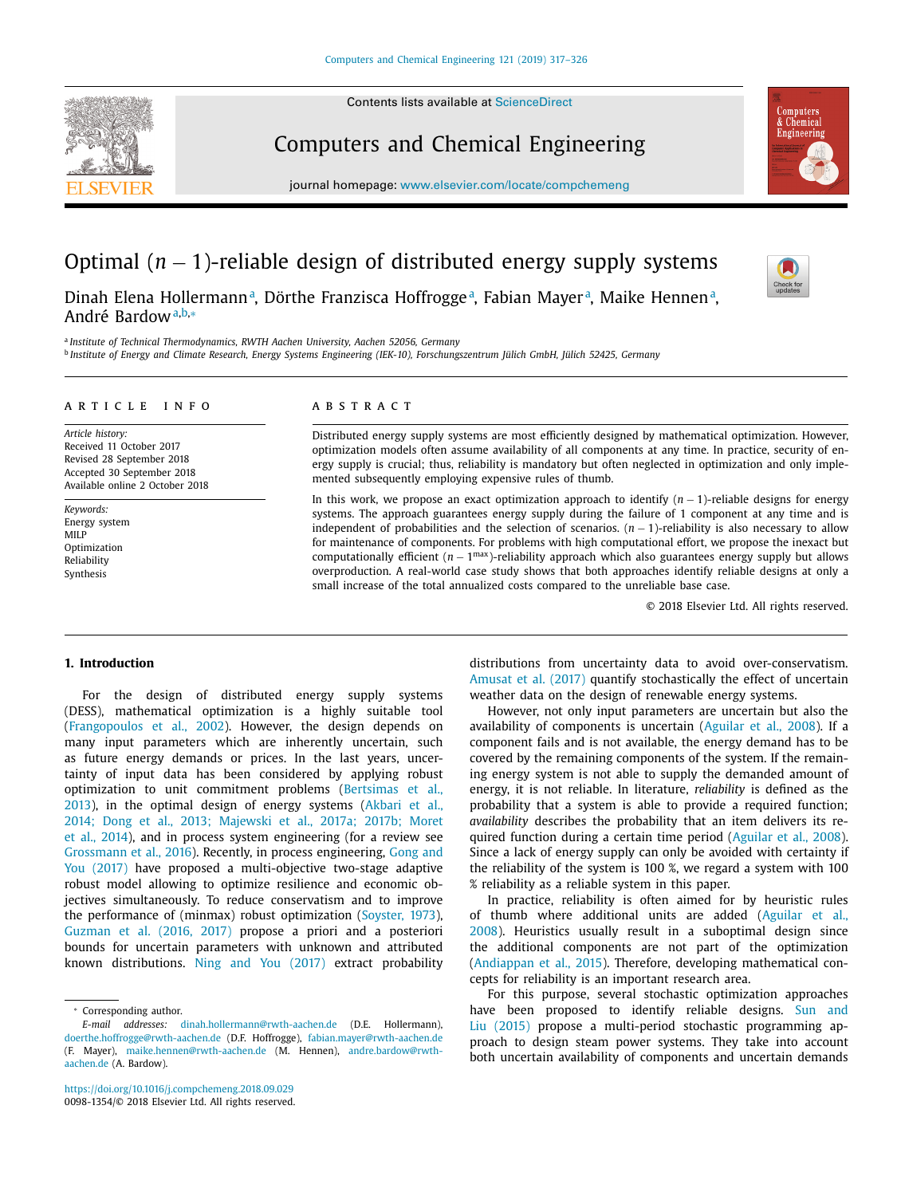Contents lists available at ScienceDirect

# Computers and Chemical Engineering

journal homepage: www.elsevier.com/locate/compchemeng

# Optimal $(n-1)$-reliable design of distributed energy supply systems

Dinah Elena Hollermann[a], Dörthe Franzisca Hoffrogge[a], Fabian Mayer[a], Maike Hennen[a], André Bardow[a,b,*]

[a] Institute of Technical Thermodynamics, RWTH Aachen University, Aachen 52056, Germany
[b] Institute of Energy and Climate Research, Energy Systems Engineering (IEK-10), Forschungszentrum Jülich GmbH, Jülich 52425, Germany

**ARTICLE INFO**

*Article history:*
Received 11 October 2017
Revised 28 September 2018
Accepted 30 September 2018
Available online 2 October 2018

*Keywords:*
Energy system
MILP
Optimization
Reliability
Synthesis

**ABSTRACT**

Distributed energy supply systems are most efficiently designed by mathematical optimization. However, optimization models often assume availability of all components at any time. In practice, security of energy supply is crucial; thus, reliability is mandatory but often neglected in optimization and only implemented subsequently employing expensive rules of thumb.

In this work, we propose an exact optimization approach to identify $(n-1)$-reliable designs for energy systems. The approach guarantees energy supply during the failure of 1 component at any time and is independent of probabilities and the selection of scenarios. $(n-1)$-reliability is also necessary to allow for maintenance of components. For problems with high computational effort, we propose the inexact but computationally efficient $(n-1^{\max})$-reliability approach which also guarantees energy supply but allows overproduction. A real-world case study shows that both approaches identify reliable designs at only a small increase of the total annualized costs compared to the unreliable base case.

© 2018 Elsevier Ltd. All rights reserved.

## 1. Introduction

For the design of distributed energy supply systems (DESS), mathematical optimization is a highly suitable tool (Frangopoulos et al., 2002). However, the design depends on many input parameters which are inherently uncertain, such as future energy demands or prices. In the last years, uncertainty of input data has been considered by applying robust optimization to unit commitment problems (Bertsimas et al., 2013), in the optimal design of energy systems (Akbari et al., 2014; Dong et al., 2013; Majewski et al., 2017a; 2017b; Moret et al., 2014), and in process system engineering (for a review see Grossmann et al., 2016). Recently, in process engineering, Gong and You (2017) have proposed a multi-objective two-stage adaptive robust model allowing to optimize resilience and economic objectives simultaneously. To reduce conservatism and to improve the performance of (minmax) robust optimization (Soyster, 1973), Guzman et al. (2016, 2017) propose a priori and a posteriori bounds for uncertain parameters with unknown and attributed known distributions. Ning and You (2017) extract probability distributions from uncertainty data to avoid over-conservatism. Amusat et al. (2017) quantify stochastically the effect of uncertain weather data on the design of renewable energy systems.

However, not only input parameters are uncertain but also the availability of components is uncertain (Aguilar et al., 2008). If a component fails and is not available, the energy demand has to be covered by the remaining components of the system. If the remaining energy system is not able to supply the demanded amount of energy, it is not reliable. In literature, *reliability* is defined as the probability that a system is able to provide a required function; *availability* describes the probability that an item delivers its required function during a certain time period (Aguilar et al., 2008). Since a lack of energy supply can only be avoided with certainty if the reliability of the system is 100 %, we regard a system with 100 % reliability as a reliable system in this paper.

In practice, reliability is often aimed for by heuristic rules of thumb where additional units are added (Aguilar et al., 2008). Heuristics usually result in a suboptimal design since the additional components are not part of the optimization (Andiappan et al., 2015). Therefore, developing mathematical concepts for reliability is an important research area.

For this purpose, several stochastic optimization approaches have been proposed to identify reliable designs. Sun and Liu (2015) propose a multi-period stochastic programming approach to design steam power systems. They take into account both uncertain availability of components and uncertain demands

* Corresponding author.
*E-mail addresses:* dinah.hollermann@rwth-aachen.de (D.E. Hollermann), doerthe.hoffrogge@rwth-aachen.de (D.F. Hoffrogge), fabian.mayer@rwth-aachen.de (F. Mayer), maike.hennen@rwth-aachen.de (M. Hennen), andre.bardow@rwth-aachen.de (A. Bardow).

https://doi.org/10.1016/j.compchemeng.2018.09.029
0098-1354/© 2018 Elsevier Ltd. All rights reserved.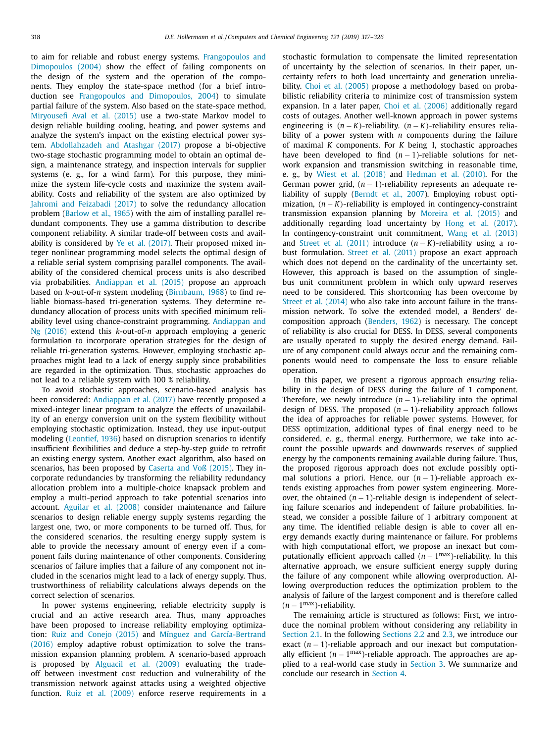to aim for reliable and robust energy systems. Frangopoulos and Dimopoulos (2004) show the effect of failing components on the design of the system and the operation of the components. They employ the state-space method (for a brief introduction see Frangopoulos and Dimopoulos, 2004) to simulate partial failure of the system. Also based on the state-space method, Miryousefi Aval et al. (2015) use a two-state Markov model to design reliable building cooling, heating, and power systems and analyze the system's impact on the existing electrical power system. Abdollahzadeh and Atashgar (2017) propose a bi-objective two-stage stochastic programming model to obtain an optimal design, a maintenance strategy, and inspection intervals for supplier systems (e. g., for a wind farm). For this purpose, they minimize the system life-cycle costs and maximize the system availability. Costs and reliability of the system are also optimized by Jahromi and Feizabadi (2017) to solve the redundancy allocation problem (Barlow et al., 1965) with the aim of installing parallel redundant components. They use a gamma distribution to describe component reliability. A similar trade-off between costs and availability is considered by Ye et al. (2017). Their proposed mixed integer nonlinear programming model selects the optimal design of a reliable serial system comprising parallel components. The availability of the considered chemical process units is also described via probabilities. Andiappan et al. (2015) propose an approach based on *k*-out-of-*n* system modeling (Birnbaum, 1968) to find reliable biomass-based tri-generation systems. They determine redundancy allocation of process units with specified minimum reliability level using chance-constraint programming. Andiappan and Ng (2016) extend this *k*-out-of-*n* approach employing a generic formulation to incorporate operation strategies for the design of reliable tri-generation systems. However, employing stochastic approaches might lead to a lack of energy supply since probabilities are regarded in the optimization. Thus, stochastic approaches do not lead to a reliable system with 100 % reliability.

To avoid stochastic approaches, scenario-based analysis has been considered: Andiappan et al. (2017) have recently proposed a mixed-integer linear program to analyze the effects of unavailability of an energy conversion unit on the system flexibility without employing stochastic optimization. Instead, they use input-output modeling (Leontief, 1936) based on disruption scenarios to identify insufficient flexibilities and deduce a step-by-step guide to retrofit an existing energy system. Another exact algorithm, also based on scenarios, has been proposed by Caserta and Voß (2015). They incorporate redundancies by transforming the reliability redundancy allocation problem into a multiple-choice knapsack problem and employ a multi-period approach to take potential scenarios into account. Aguilar et al. (2008) consider maintenance and failure scenarios to design reliable energy supply systems regarding the largest one, two, or more components to be turned off. Thus, for the considered scenarios, the resulting energy supply system is able to provide the necessary amount of energy even if a component fails during maintenance of other components. Considering scenarios of failure implies that a failure of any component not included in the scenarios might lead to a lack of energy supply. Thus, trustworthiness of reliability calculations always depends on the correct selection of scenarios.

In power systems engineering, reliable electricity supply is crucial and an active research area. Thus, many approaches have been proposed to increase reliability employing optimization: Ruiz and Conejo (2015) and Mínguez and García-Bertrand (2016) employ adaptive robust optimization to solve the transmission expansion planning problem. A scenario-based approach is proposed by Alguacil et al. (2009) evaluating the trade-off between investment cost reduction and vulnerability of the transmission network against attacks using a weighted objective function. Ruiz et al. (2009) enforce reserve requirements in a stochastic formulation to compensate the limited representation of uncertainty by the selection of scenarios. In their paper, uncertainty refers to both load uncertainty and generation unreliability. Choi et al. (2005) propose a methodology based on probabilistic reliability criteria to minimize cost of transmission system expansion. In a later paper, Choi et al. (2006) additionally regard costs of outages. Another well-known approach in power systems engineering is $(n-K)$-reliability. $(n-K)$-reliability ensures reliability of a power system with $n$ components during the failure of maximal $K$ components. For $K$ being 1, stochastic approaches have been developed to find $(n-1)$-reliable solutions for network expansion and transmission switching in reasonable time, e. g., by Wiest et al. (2018) and Hedman et al. (2010). For the German power grid, $(n-1)$-reliability represents an adequate reliability of supply (Berndt et al., 2007). Employing robust optimization, $(n-K)$-reliability is employed in contingency-constraint transmission expansion planning by Moreira et al. (2015) and additionally regarding load uncertainty by Hong et al. (2017). In contingency-constraint unit commitment, Wang et al. (2013) and Street et al. (2011) introduce $(n-K)$-reliability using a robust formulation. Street et al. (2011) propose an exact approach which does not depend on the cardinality of the uncertainty set. However, this approach is based on the assumption of single-bus unit commitment problem in which only upward reserves need to be considered. This shortcoming has been overcome by Street et al. (2014) who also take into account failure in the transmission network. To solve the extended model, a Benders' decomposition approach (Benders, 1962) is necessary. The concept of reliability is also crucial for DESS. In DESS, several components are usually operated to supply the desired energy demand. Failure of any component could always occur and the remaining components would need to compensate the loss to ensure reliable operation.

In this paper, we present a rigorous approach *ensuring* reliability in the design of DESS during the failure of 1 component. Therefore, we newly introduce $(n-1)$-reliability into the optimal design of DESS. The proposed $(n-1)$-reliability approach follows the idea of approaches for reliable power systems. However, for DESS optimization, additional types of final energy need to be considered, e. g., thermal energy. Furthermore, we take into account the possible upwards and downwards reserves of supplied energy by the components remaining available during failure. Thus, the proposed rigorous approach does not exclude possibly optimal solutions a priori. Hence, our $(n-1)$-reliable approach extends existing approaches from power system engineering. Moreover, the obtained $(n-1)$-reliable design is independent of selecting failure scenarios and independent of failure probabilities. Instead, we consider a possible failure of 1 arbitrary component at any time. The identified reliable design is able to cover all energy demands exactly during maintenance or failure. For problems with high computational effort, we propose an inexact but computationally efficient approach called $(n-1^{\max})$-reliability. In this alternative approach, we ensure sufficient energy supply during the failure of any component while allowing overproduction. Allowing overproduction reduces the optimization problem to the analysis of failure of the largest component and is therefore called $(n-1^{\max})$-reliability.

The remaining article is structured as follows: First, we introduce the nominal problem without considering any reliability in Section 2.1. In the following Sections 2.2 and 2.3, we introduce our exact $(n-1)$-reliable approach and our inexact but computationally efficient $(n-1^{\max})$-reliable approach. The approaches are applied to a real-world case study in Section 3. We summarize and conclude our research in Section 4.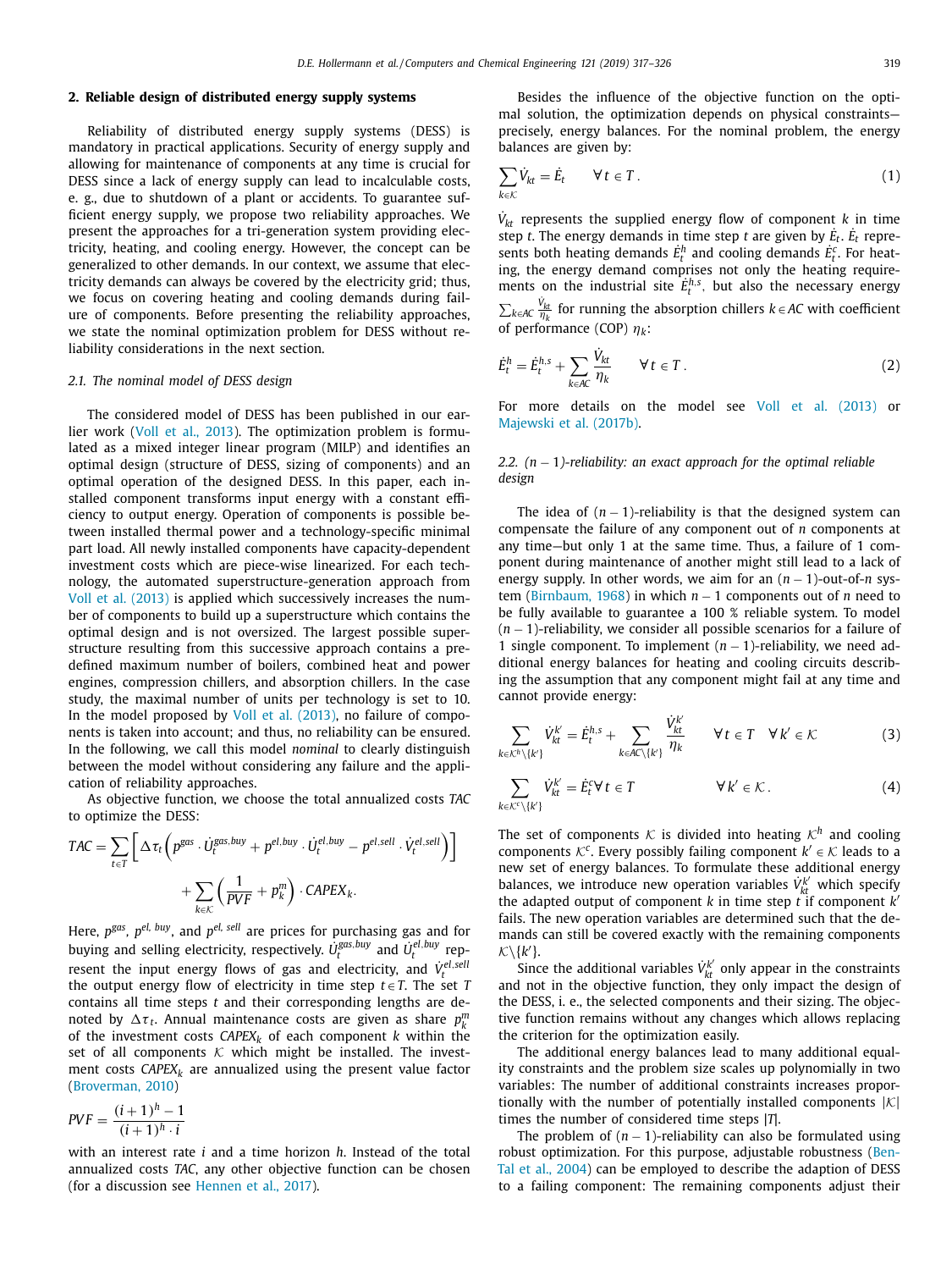## 2. Reliable design of distributed energy supply systems

Reliability of distributed energy supply systems (DESS) is mandatory in practical applications. Security of energy supply and allowing for maintenance of components at any time is crucial for DESS since a lack of energy supply can lead to incalculable costs, e. g., due to shutdown of a plant or accidents. To guarantee sufficient energy supply, we propose two reliability approaches. We present the approaches for a tri-generation system providing electricity, heating, and cooling energy. However, the concept can be generalized to other demands. In our context, we assume that electricity demands can always be covered by the electricity grid; thus, we focus on covering heating and cooling demands during failure of components. Before presenting the reliability approaches, we state the nominal optimization problem for DESS without reliability considerations in the next section.

### 2.1. The nominal model of DESS design

The considered model of DESS has been published in our earlier work (Voll et al., 2013). The optimization problem is formulated as a mixed integer linear program (MILP) and identifies an optimal design (structure of DESS, sizing of components) and an optimal operation of the designed DESS. In this paper, each installed component transforms input energy with a constant efficiency to output energy. Operation of components is possible between installed thermal power and a technology-specific minimal part load. All newly installed components have capacity-dependent investment costs which are piece-wise linearized. For each technology, the automated superstructure-generation approach from Voll et al. (2013) is applied which successively increases the number of components to build up a superstructure which contains the optimal design and is not oversized. The largest possible superstructure resulting from this successive approach contains a predefined maximum number of boilers, combined heat and power engines, compression chillers, and absorption chillers. In the case study, the maximal number of units per technology is set to 10. In the model proposed by Voll et al. (2013), no failure of components is taken into account; and thus, no reliability can be ensured. In the following, we call this model *nominal* to clearly distinguish between the model without considering any failure and the application of reliability approaches.

As objective function, we choose the total annualized costs *TAC* to optimize the DESS:

$$TAC = \sum_{t \in T} \left[ \Delta\tau_t \left( p^{gas} \cdot \dot{U}_t^{gas,buy} + p^{el,buy} \cdot \dot{U}_t^{el,buy} - p^{el,sell} \cdot \dot{V}_t^{el,sell} \right) \right] + \sum_{k \in \mathcal{K}} \left( \frac{1}{PVF} + p_k^m \right) \cdot CAPEX_k.$$

Here, $p^{gas}$, $p^{el,\,buy}$, and $p^{el,\,sell}$ are prices for purchasing gas and for buying and selling electricity, respectively. $\dot{U}_t^{gas,buy}$ and $\dot{U}_t^{el,buy}$ represent the input energy flows of gas and electricity, and $\dot{V}_t^{el,sell}$ the output energy flow of electricity in time step $t \in T$. The set $T$ contains all time steps $t$ and their corresponding lengths are denoted by $\Delta\tau_t$. Annual maintenance costs are given as share $p_k^m$ of the investment costs $CAPEX_k$ of each component $k$ within the set of all components $\mathcal{K}$ which might be installed. The investment costs $CAPEX_k$ are annualized using the present value factor (Broverman, 2010)

$$PVF = \frac{(i+1)^h - 1}{(i+1)^h \cdot i}$$

with an interest rate $i$ and a time horizon $h$. Instead of the total annualized costs *TAC*, any other objective function can be chosen (for a discussion see Hennen et al., 2017).

Besides the influence of the objective function on the optimal solution, the optimization depends on physical constraints—precisely, energy balances. For the nominal problem, the energy balances are given by:

$$\sum_{k \in \mathcal{K}} \dot{V}_{kt} = \dot{E}_t \qquad \forall t \in T\,. \tag{1}$$

$\dot{V}_{kt}$ represents the supplied energy flow of component $k$ in time step $t$. The energy demands in time step $t$ are given by $\dot{E}_t$. $\dot{E}_t$ represents both heating demands $\dot{E}_t^h$ and cooling demands $\dot{E}_t^c$. For heating, the energy demand comprises not only the heating requirements on the industrial site $\dot{E}_t^{h,s}$, but also the necessary energy $\sum_{k \in AC} \frac{\dot{V}_{kt}}{\eta_k}$ for running the absorption chillers $k \in AC$ with coefficient of performance (COP) $\eta_k$:

$$\dot{E}_t^h = \dot{E}_t^{h,s} + \sum_{k \in AC} \frac{\dot{V}_{kt}}{\eta_k} \qquad \forall t \in T\,. \tag{2}$$

For more details on the model see Voll et al. (2013) or Majewski et al. (2017b).

### 2.2. $(n-1)$-reliability: an exact approach for the optimal reliable design

The idea of $(n-1)$-reliability is that the designed system can compensate the failure of any component out of $n$ components at any time—but only 1 at the same time. Thus, a failure of 1 component during maintenance of another might still lead to a lack of energy supply. In other words, we aim for an $(n-1)$-out-of-$n$ system (Birnbaum, 1968) in which $n-1$ components out of $n$ need to be fully available to guarantee a 100 % reliable system. To model $(n-1)$-reliability, we consider all possible scenarios for a failure of 1 single component. To implement $(n-1)$-reliability, we need additional energy balances for heating and cooling circuits describing the assumption that any component might fail at any time and cannot provide energy:

$$\sum_{k \in \mathcal{K}^h \setminus \{k'\}} \dot{V}_{kt}^{k'} = \dot{E}_t^{h,s} + \sum_{k \in AC \setminus \{k'\}} \frac{\dot{V}_{kt}^{k'}}{\eta_k} \qquad \forall t \in T \quad \forall k' \in \mathcal{K} \tag{3}$$

$$\sum_{k \in \mathcal{K}^c \setminus \{k'\}} \dot{V}_{kt}^{k'} = \dot{E}_t^c \forall t \in T \qquad \forall k' \in \mathcal{K}\,. \tag{4}$$

The set of components $\mathcal{K}$ is divided into heating $\mathcal{K}^h$ and cooling components $\mathcal{K}^c$. Every possibly failing component $k' \in \mathcal{K}$ leads to a new set of energy balances. To formulate these additional energy balances, we introduce new operation variables $\dot{V}_{kt}^{k'}$ which specify the adapted output of component $k$ in time step $t$ if component $k'$ fails. The new operation variables are determined such that the demands can still be covered exactly with the remaining components $\mathcal{K} \setminus \{k'\}$.

Since the additional variables $\dot{V}_{kt}^{k'}$ only appear in the constraints and not in the objective function, they only impact the design of the DESS, i. e., the selected components and their sizing. The objective function remains without any changes which allows replacing the criterion for the optimization easily.

The additional energy balances lead to many additional equality constraints and the problem size scales up polynomially in two variables: The number of additional constraints increases proportionally with the number of potentially installed components $|\mathcal{K}|$ times the number of considered time steps $|T|$.

The problem of $(n-1)$-reliability can also be formulated using robust optimization. For this purpose, adjustable robustness (Ben-Tal et al., 2004) can be employed to describe the adaption of DESS to a failing component: The remaining components adjust their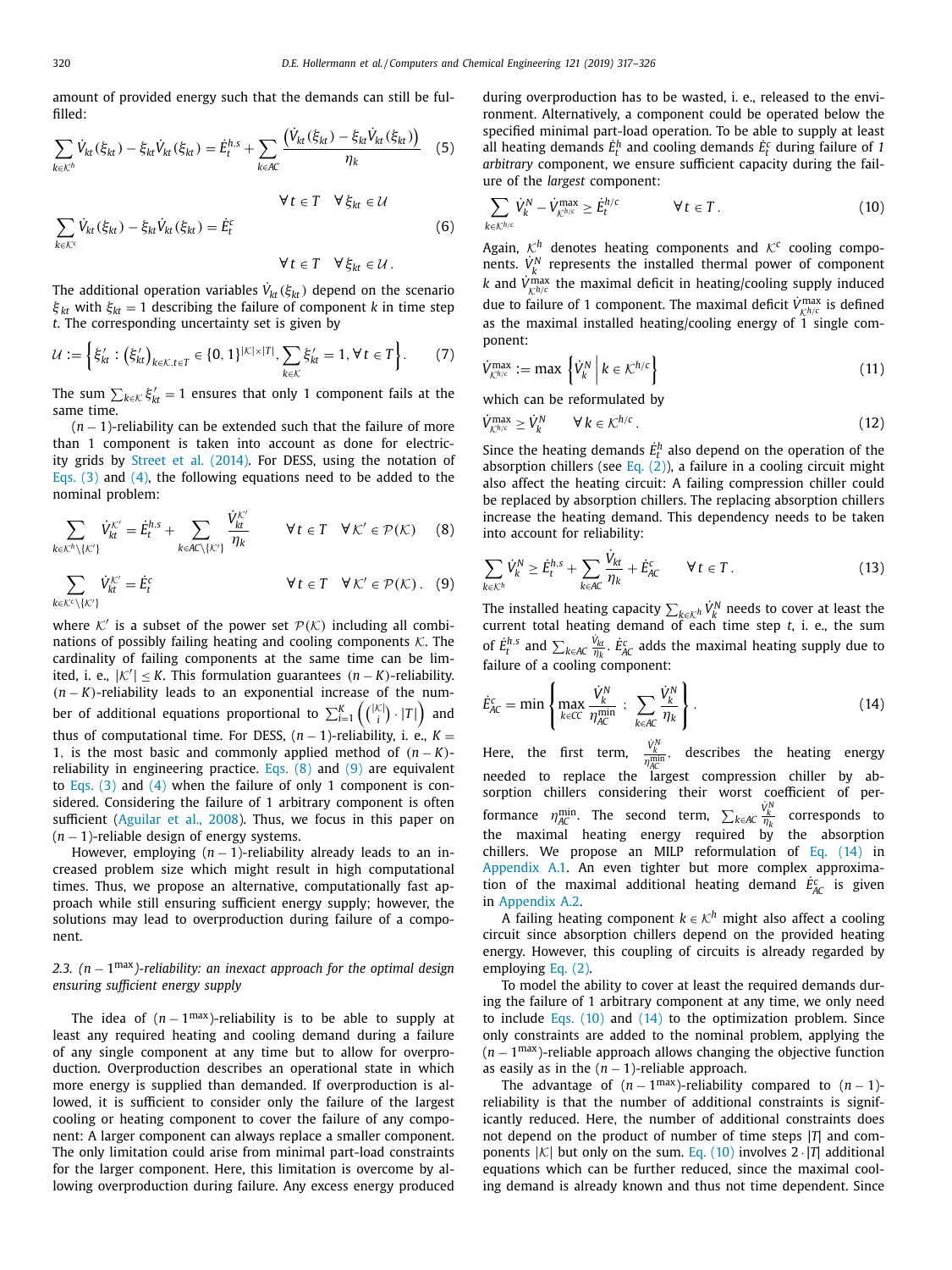amount of provided energy such that the demands can still be fulfilled:

$$\sum_{k\in\mathcal{K}^h} \dot{V}_{kt}(\xi_{kt}) - \xi_{kt}\dot{V}_{kt}(\xi_{kt}) = \dot{E}_t^{h,s} + \sum_{k\in AC} \frac{\left(\dot{V}_{kt}(\xi_{kt}) - \xi_{kt}\dot{V}_{kt}(\xi_{kt})\right)}{\eta_k} \quad (5)$$

$$\forall\, t\in T \quad \forall\, \xi_{kt}\in\mathcal{U}$$

$$\sum_{k\in\mathcal{K}^c} \dot{V}_{kt}(\xi_{kt}) - \xi_{kt}\dot{V}_{kt}(\xi_{kt}) = \dot{E}_t^{c} \quad (6)$$

$$\forall\, t\in T \quad \forall\, \xi_{kt}\in\mathcal{U}\,.$$

The additional operation variables $\dot{V}_{kt}(\xi_{kt})$ depend on the scenario $\xi_{kt}$ with $\xi_{kt}=1$ describing the failure of component $k$ in time step $t$. The corresponding uncertainty set is given by

$$\mathcal{U} := \left\{\xi'_{kt} : \left(\xi'_{kt}\right)_{k\in\mathcal{K},t\in T} \in \{0,1\}^{|\mathcal{K}|\times|T|}, \sum_{k\in\mathcal{K}} \xi'_{kt} = 1, \forall\, t\in T\right\}. \quad (7)$$

The sum $\sum_{k\in\mathcal{K}} \xi'_{kt} = 1$ ensures that only 1 component fails at the same time.

$(n-1)$-reliability can be extended such that the failure of more than 1 component is taken into account as done for electricity grids by Street et al. (2014). For DESS, using the notation of Eqs. (3) and (4), the following equations need to be added to the nominal problem:

$$\sum_{k\in\mathcal{K}^h\setminus\{\mathcal{K}'\}} \dot{V}_{kt}^{\mathcal{K}'} = \dot{E}_t^{h,s} + \sum_{k\in AC\setminus\{\mathcal{K}'\}} \frac{\dot{V}_{kt}^{\mathcal{K}'}}{\eta_k} \qquad \forall\, t\in T \quad \forall\, \mathcal{K}'\in\mathcal{P}(\mathcal{K}) \quad (8)$$

$$\sum_{k\in\mathcal{K}^c\setminus\{\mathcal{K}'\}} \dot{V}_{kt}^{\mathcal{K}'} = \dot{E}_t^{c} \qquad \forall\, t\in T \quad \forall\, \mathcal{K}'\in\mathcal{P}(\mathcal{K})\,. \quad (9)$$

where $\mathcal{K}'$ is a subset of the power set $\mathcal{P}(\mathcal{K})$ including all combinations of possibly failing heating and cooling components $\mathcal{K}$. The cardinality of failing components at the same time can be limited, i. e., $|\mathcal{K}'| \leq K$. This formulation guarantees $(n-K)$-reliability. $(n-K)$-reliability leads to an exponential increase of the number of additional equations proportional to $\sum_{i=1}^{K}\left(\binom{|\mathcal{K}|}{i}\cdot|T|\right)$ and thus of computational time. For DESS, $(n-1)$-reliability, i. e., $K=1$, is the most basic and commonly applied method of $(n-K)$-reliability in engineering practice. Eqs. (8) and (9) are equivalent to Eqs. (3) and (4) when the failure of only 1 component is considered. Considering the failure of 1 arbitrary component is often sufficient (Aguilar et al., 2008). Thus, we focus in this paper on $(n-1)$-reliable design of energy systems.

However, employing $(n-1)$-reliability already leads to an increased problem size which might result in high computational times. Thus, we propose an alternative, computationally fast approach while still ensuring sufficient energy supply; however, the solutions may lead to overproduction during failure of a component.

### 2.3. $(n-1^{\max})$-reliability: an inexact approach for the optimal design ensuring sufficient energy supply

The idea of $(n-1^{\max})$-reliability is to be able to supply at least any required heating and cooling demand during a failure of any single component at any time but to allow for overproduction. Overproduction describes an operational state in which more energy is supplied than demanded. If overproduction is allowed, it is sufficient to consider only the failure of the largest cooling or heating component to cover the failure of any component: A larger component can always replace a smaller component. The only limitation could arise from minimal part-load constraints for the larger component. Here, this limitation is overcome by allowing overproduction during failure. Any excess energy produced during overproduction has to be wasted, i. e., released to the environment. Alternatively, a component could be operated below the specified minimal part-load operation. To be able to supply at least all heating demands $\dot{E}_t^h$ and cooling demands $\dot{E}_t^c$ during failure of *1 arbitrary* component, we ensure sufficient capacity during the failure of the *largest* component:

$$\sum_{k\in\mathcal{K}^{h/c}} \dot{V}_k^N - \dot{V}_{\mathcal{K}^{h/c}}^{\max} \geq \dot{E}_t^{h/c} \qquad \forall\, t\in T\,. \quad (10)$$

Again, $\mathcal{K}^h$ denotes heating components and $\mathcal{K}^c$ cooling components. $\dot{V}_k^N$ represents the installed thermal power of component $k$ and $\dot{V}_{\mathcal{K}^{h/c}}^{\max}$ the maximal deficit in heating/cooling supply induced due to failure of 1 component. The maximal deficit $\dot{V}_{\mathcal{K}^{h/c}}^{\max}$ is defined as the maximal installed heating/cooling energy of 1 single component:

$$\dot{V}_{\mathcal{K}^{h/c}}^{\max} := \max\left\{\dot{V}_k^N \,\middle|\, k\in\mathcal{K}^{h/c}\right\} \quad (11)$$

which can be reformulated by

$$\dot{V}_{\mathcal{K}^{h/c}}^{\max} \geq \dot{V}_k^N \qquad \forall\, k\in\mathcal{K}^{h/c}\,. \quad (12)$$

Since the heating demands $\dot{E}_t^h$ also depend on the operation of the absorption chillers (see Eq. (2)), a failure in a cooling circuit might also affect the heating circuit: A failing compression chiller could be replaced by absorption chillers. The replacing absorption chillers increase the heating demand. This dependency needs to be taken into account for reliability:

$$\sum_{k\in\mathcal{K}^h} \dot{V}_k^N \geq \dot{E}_t^{h,s} + \sum_{k\in AC} \frac{\dot{V}_{kt}}{\eta_k} + \dot{E}_{AC}^c \qquad \forall\, t\in T\,. \quad (13)$$

The installed heating capacity $\sum_{k\in\mathcal{K}^h} \dot{V}_k^N$ needs to cover at least the current total heating demand of each time step $t$, i. e., the sum of $\dot{E}_t^{h,s}$ and $\sum_{k\in AC} \frac{\dot{V}_{kt}}{\eta_k}$. $\dot{E}_{AC}^c$ adds the maximal heating supply due to failure of a cooling component:

$$\dot{E}_{AC}^c = \min\left\{\max_{k\in CC} \frac{\dot{V}_k^N}{\eta_{AC}^{\min}} \;;\; \sum_{k\in AC} \frac{\dot{V}_k^N}{\eta_k}\right\}. \quad (14)$$

Here, the first term, $\frac{\dot{V}_k^N}{\eta_{AC}^{\min}}$, describes the heating energy needed to replace the largest compression chiller by absorption chillers considering their worst coefficient of performance $\eta_{AC}^{\min}$. The second term, $\sum_{k\in AC} \frac{\dot{V}_k^N}{\eta_k}$ corresponds to the maximal heating energy required by the absorption chillers. We propose an MILP reformulation of Eq. (14) in Appendix A.1. An even tighter but more complex approximation of the maximal additional heating demand $\dot{E}_{AC}^c$ is given in Appendix A.2.

A failing heating component $k\in\mathcal{K}^h$ might also affect a cooling circuit since absorption chillers depend on the provided heating energy. However, this coupling of circuits is already regarded by employing Eq. (2).

To model the ability to cover at least the required demands during the failure of 1 arbitrary component at any time, we only need to include Eqs. (10) and (14) to the optimization problem. Since only constraints are added to the nominal problem, applying the $(n-1^{\max})$-reliable approach allows changing the objective function as easily as in the $(n-1)$-reliable approach.

The advantage of $(n-1^{\max})$-reliability compared to $(n-1)$-reliability is that the number of additional constraints is significantly reduced. Here, the number of additional constraints does not depend on the product of number of time steps $|T|$ and components $|\mathcal{K}|$ but only on the sum. Eq. (10) involves $2\cdot|T|$ additional equations which can be further reduced, since the maximal cooling demand is already known and thus not time dependent. Since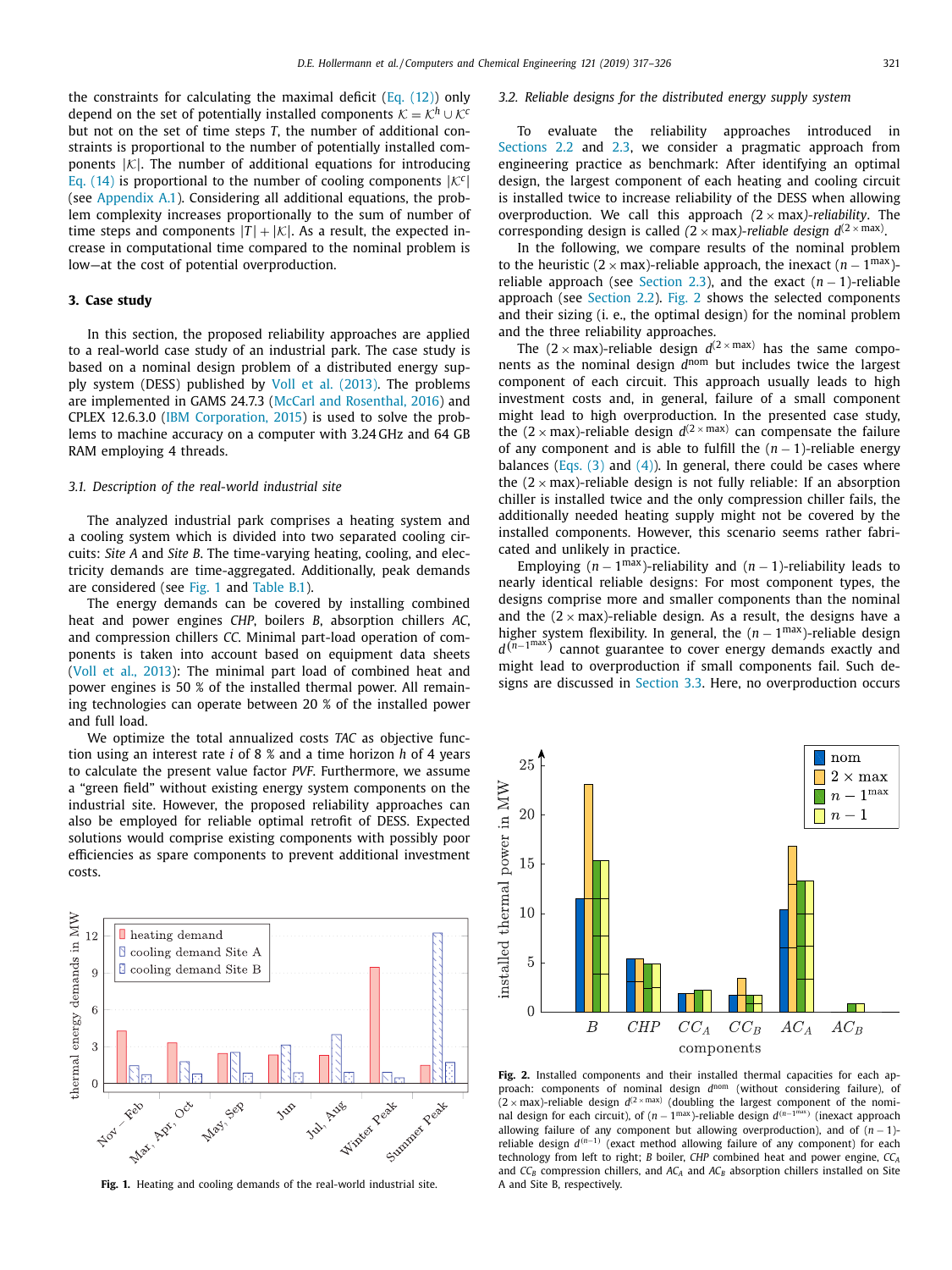the constraints for calculating the maximal deficit (Eq. (12)) only depend on the set of potentially installed components $\mathcal{K} = \mathcal{K}^h \cup \mathcal{K}^c$ but not on the set of time steps $T$, the number of additional constraints is proportional to the number of potentially installed components $|\mathcal{K}|$. The number of additional equations for introducing Eq. (14) is proportional to the number of cooling components $|\mathcal{K}^c|$ (see Appendix A.1). Considering all additional equations, the problem complexity increases proportionally to the sum of number of time steps and components $|T| + |\mathcal{K}|$. As a result, the expected increase in computational time compared to the nominal problem is low—at the cost of potential overproduction.

## 3. Case study

In this section, the proposed reliability approaches are applied to a real-world case study of an industrial park. The case study is based on a nominal design problem of a distributed energy supply system (DESS) published by Voll et al. (2013). The problems are implemented in GAMS 24.7.3 (McCarl and Rosenthal, 2016) and CPLEX 12.6.3.0 (IBM Corporation, 2015) is used to solve the problems to machine accuracy on a computer with 3.24 GHz and 64 GB RAM employing 4 threads.

### 3.1. Description of the real-world industrial site

The analyzed industrial park comprises a heating system and a cooling system which is divided into two separated cooling circuits: *Site A* and *Site B*. The time-varying heating, cooling, and electricity demands are time-aggregated. Additionally, peak demands are considered (see Fig. 1 and Table B.1).

The energy demands can be covered by installing combined heat and power engines *CHP*, boilers *B*, absorption chillers *AC*, and compression chillers *CC*. Minimal part-load operation of components is taken into account based on equipment data sheets (Voll et al., 2013): The minimal part load of combined heat and power engines is 50 % of the installed thermal power. All remaining technologies can operate between 20 % of the installed power and full load.

We optimize the total annualized costs *TAC* as objective function using an interest rate *i* of 8 % and a time horizon *h* of 4 years to calculate the present value factor *PVF*. Furthermore, we assume a "green field" without existing energy system components on the industrial site. However, the proposed reliability approaches can also be employed for reliable optimal retrofit of DESS. Expected solutions would comprise existing components with possibly poor efficiencies as spare components to prevent additional investment costs.

**Fig. 1.** Heating and cooling demands of the real-world industrial site.

### 3.2. Reliable designs for the distributed energy supply system

To evaluate the reliability approaches introduced in Sections 2.2 and 2.3, we consider a pragmatic approach from engineering practice as benchmark: After identifying an optimal design, the largest component of each heating and cooling circuit is installed twice to increase reliability of the DESS when allowing overproduction. We call this approach *$(2 \times \max)$-reliability*. The corresponding design is called *$(2 \times \max)$-reliable design* $d^{(2 \times \max)}$.

In the following, we compare results of the nominal problem to the heuristic $(2 \times \max)$-reliable approach, the inexact $(n-1^{\max})$-reliable approach (see Section 2.3), and the exact $(n-1)$-reliable approach (see Section 2.2). Fig. 2 shows the selected components and their sizing (i. e., the optimal design) for the nominal problem and the three reliability approaches.

The $(2 \times \max)$-reliable design $d^{(2 \times \max)}$ has the same components as the nominal design $d^{\text{nom}}$ but includes twice the largest component of each circuit. This approach usually leads to high investment costs and, in general, failure of a small component might lead to high overproduction. In the presented case study, the $(2 \times \max)$-reliable design $d^{(2 \times \max)}$ can compensate the failure of any component and is able to fulfill the $(n-1)$-reliable energy balances (Eqs. (3) and (4)). In general, there could be cases where the $(2 \times \max)$-reliable design is not fully reliable: If an absorption chiller is installed twice and the only compression chiller fails, the additionally needed heating supply might not be covered by the installed components. However, this scenario seems rather fabricated and unlikely in practice.

Employing $(n-1^{\max})$-reliability and $(n-1)$-reliability leads to nearly identical reliable designs: For most component types, the designs comprise more and smaller components than the nominal and the $(2 \times \max)$-reliable design. As a result, the designs have a higher system flexibility. In general, the $(n-1^{\max})$-reliable design $d^{(n-1^{\max})}$ cannot guarantee to cover energy demands exactly and might lead to overproduction if small components fail. Such designs are discussed in Section 3.3. Here, no overproduction occurs

**Fig. 2.** Installed components and their installed thermal capacities for each approach: components of nominal design $d^{\text{nom}}$ (without considering failure), of $(2 \times \max)$-reliable design $d^{(2 \times \max)}$ (doubling the largest component of the nominal design for each circuit), of $(n-1^{\max})$-reliable design $d^{(n-1^{\max})}$ (inexact approach allowing failure of any component but allowing overproduction), and of $(n-1)$-reliable design $d^{(n-1)}$ (exact method allowing failure of any component) for each technology from left to right; *B* boiler, *CHP* combined heat and power engine, $CC_A$ and $CC_B$ compression chillers, and $AC_A$ and $AC_B$ absorption chillers installed on Site A and Site B, respectively.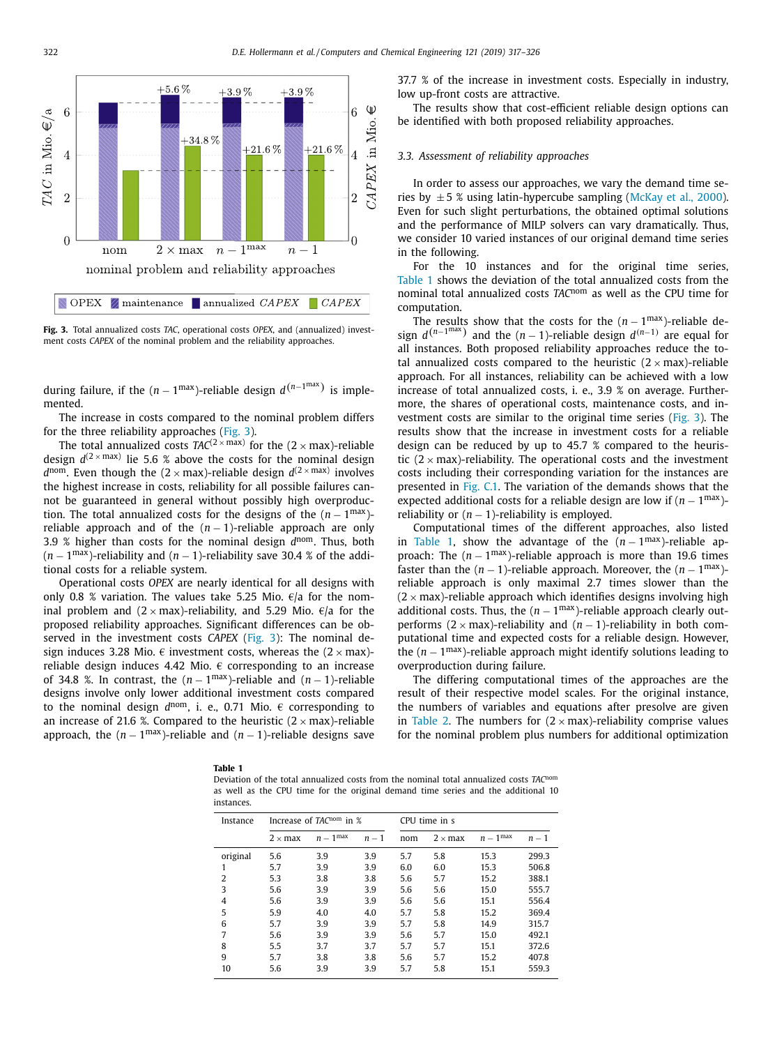Fig. 3. Total annualized costs *TAC*, operational costs *OPEX*, and (annualized) investment costs *CAPEX* of the nominal problem and the reliability approaches.

during failure, if the $(n-1^{\max})$-reliable design $d^{(n-1^{\max})}$ is implemented.

The increase in costs compared to the nominal problem differs for the three reliability approaches (Fig. 3).

The total annualized costs $TAC^{(2\times\max)}$ for the $(2\times\max)$-reliable design $d^{(2\times\max)}$ lie 5.6 % above the costs for the nominal design $d^{\text{nom}}$. Even though the $(2\times\max)$-reliable design $d^{(2\times\max)}$ involves the highest increase in costs, reliability for all possible failures cannot be guaranteed in general without possibly high overproduction. The total annualized costs for the designs of the $(n-1^{\max})$-reliable approach and of the $(n-1)$-reliable approach are only 3.9 % higher than costs for the nominal design $d^{\text{nom}}$. Thus, both $(n-1^{\max})$-reliability and $(n-1)$-reliability save 30.4 % of the additional costs for a reliable system.

Operational costs *OPEX* are nearly identical for all designs with only 0.8 % variation. The values take 5.25 Mio. €/a for the nominal problem and $(2\times\max)$-reliability, and 5.29 Mio. €/a for the proposed reliability approaches. Significant differences can be observed in the investment costs *CAPEX* (Fig. 3): The nominal design induces 3.28 Mio. € investment costs, whereas the $(2\times\max)$-reliable design induces 4.42 Mio. € corresponding to an increase of 34.8 %. In contrast, the $(n-1^{\max})$-reliable and $(n-1)$-reliable designs involve only lower additional investment costs compared to the nominal design $d^{\text{nom}}$, i. e., 0.71 Mio. € corresponding to an increase of 21.6 %. Compared to the heuristic $(2\times\max)$-reliable approach, the $(n-1^{\max})$-reliable and $(n-1)$-reliable designs save 37.7 % of the increase in investment costs. Especially in industry, low up-front costs are attractive.

The results show that cost-efficient reliable design options can be identified with both proposed reliability approaches.

### 3.3. Assessment of reliability approaches

In order to assess our approaches, we vary the demand time series by ± 5 % using latin-hypercube sampling (McKay et al., 2000). Even for such slight perturbations, the obtained optimal solutions and the performance of MILP solvers can vary dramatically. Thus, we consider 10 varied instances of our original demand time series in the following.

For the 10 instances and for the original time series, Table 1 shows the deviation of the total annualized costs from the nominal total annualized costs $TAC^{\text{nom}}$ as well as the CPU time for computation.

The results show that the costs for the $(n-1^{\max})$-reliable design $d^{(n-1^{\max})}$ and the $(n-1)$-reliable design $d^{(n-1)}$ are equal for all instances. Both proposed reliability approaches reduce the total annualized costs compared to the heuristic $(2\times\max)$-reliable approach. For all instances, reliability can be achieved with a low increase of total annualized costs, i. e., 3.9 % on average. Furthermore, the shares of operational costs, maintenance costs, and investment costs are similar to the original time series (Fig. 3). The results show that the increase in investment costs for a reliable design can be reduced by up to 45.7 % compared to the heuristic $(2\times\max)$-reliability. The operational costs and the investment costs including their corresponding variation for the instances are presented in Fig. C.1. The variation of the demands shows that the expected additional costs for a reliable design are low if $(n-1^{\max})$-reliability or $(n-1)$-reliability is employed.

Computational times of the different approaches, also listed in Table 1, show the advantage of the $(n-1^{\max})$-reliable approach: The $(n-1^{\max})$-reliable approach is more than 19.6 times faster than the $(n-1)$-reliable approach. Moreover, the $(n-1^{\max})$-reliable approach is only maximal 2.7 times slower than the $(2\times\max)$-reliable approach which identifies designs involving high additional costs. Thus, the $(n-1^{\max})$-reliable approach clearly outperforms $(2\times\max)$-reliability and $(n-1)$-reliability in both computational time and expected costs for a reliable design. However, the $(n-1^{\max})$-reliable approach might identify solutions leading to overproduction during failure.

The differing computational times of the approaches are the result of their respective model scales. For the original instance, the numbers of variables and equations after presolve are given in Table 2. The numbers for $(2\times\max)$-reliability comprise values for the nominal problem plus numbers for additional optimization

**Table 1**
Deviation of the total annualized costs from the nominal total annualized costs $TAC^{\text{nom}}$ as well as the CPU time for the original demand time series and the additional 10 instances.

| Instance | Increase of $TAC^{\text{nom}}$ in % | | | CPU time in s | | | |
|---|---|---|---|---|---|---|---|
| | $2\times\max$ | $n-1^{\max}$ | $n-1$ | nom | $2\times\max$ | $n-1^{\max}$ | $n-1$ |
| original | 5.6 | 3.9 | 3.9 | 5.7 | 5.8 | 15.3 | 299.3 |
| 1 | 5.7 | 3.9 | 3.9 | 6.0 | 6.0 | 15.3 | 506.8 |
| 2 | 5.3 | 3.8 | 3.8 | 5.6 | 5.7 | 15.2 | 388.1 |
| 3 | 5.6 | 3.9 | 3.9 | 5.6 | 5.6 | 15.0 | 555.7 |
| 4 | 5.6 | 3.9 | 3.9 | 5.6 | 5.6 | 15.1 | 556.4 |
| 5 | 5.9 | 4.0 | 4.0 | 5.7 | 5.8 | 15.2 | 369.4 |
| 6 | 5.7 | 3.9 | 3.9 | 5.7 | 5.8 | 14.9 | 315.7 |
| 7 | 5.6 | 3.9 | 3.9 | 5.6 | 5.7 | 15.0 | 492.1 |
| 8 | 5.5 | 3.7 | 3.7 | 5.7 | 5.7 | 15.1 | 372.6 |
| 9 | 5.7 | 3.8 | 3.8 | 5.6 | 5.7 | 15.2 | 407.8 |
| 10 | 5.6 | 3.9 | 3.9 | 5.7 | 5.8 | 15.1 | 559.3 |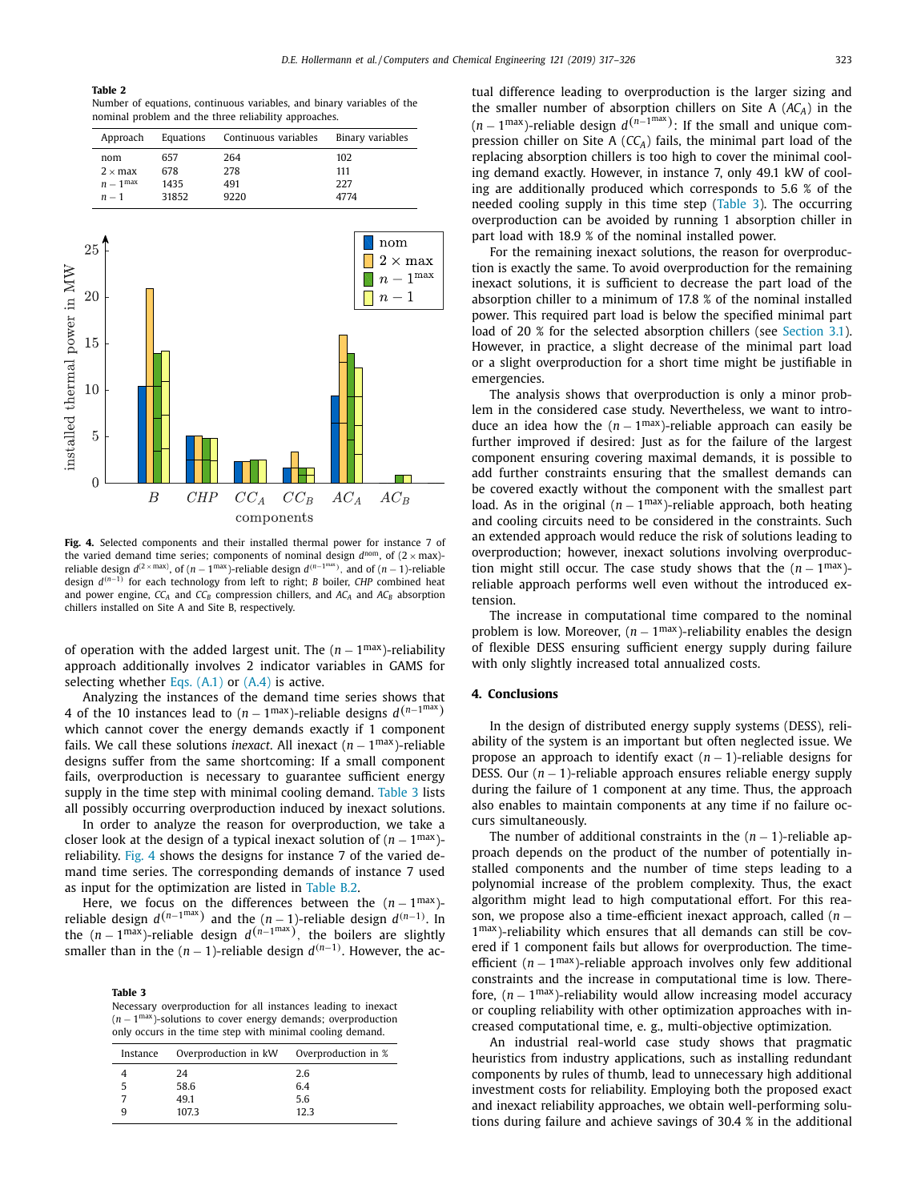**Table 2**
Number of equations, continuous variables, and binary variables of the nominal problem and the three reliability approaches.

| Approach | Equations | Continuous variables | Binary variables |
|---|---|---|---|
| nom | 657 | 264 | 102 |
| $2 \times \max$ | 678 | 278 | 111 |
| $n - 1^{\max}$ | 1435 | 491 | 227 |
| $n - 1$ | 31852 | 9220 | 4774 |

**Fig. 4.** Selected components and their installed thermal power for instance 7 of the varied demand time series; components of nominal design $d^{\text{nom}}$, of $(2 \times \max)$-reliable design $d^{(2\times\max)}$, of $(n - 1^{\max})$-reliable design $d^{(n-1^{\max})}$, and of $(n - 1)$-reliable design $d^{(n-1)}$ for each technology from left to right; *B* boiler, *CHP* combined heat and power engine, $CC_A$ and $CC_B$ compression chillers, and $AC_A$ and $AC_B$ absorption chillers installed on Site A and Site B, respectively.

of operation with the added largest unit. The $(n - 1^{\max})$-reliability approach additionally involves 2 indicator variables in GAMS for selecting whether Eqs. (A.1) or (A.4) is active.

Analyzing the instances of the demand time series shows that 4 of the 10 instances lead to $(n - 1^{\max})$-reliable designs $d^{(n-1^{\max})}$ which cannot cover the energy demands exactly if 1 component fails. We call these solutions *inexact*. All inexact $(n - 1^{\max})$-reliable designs suffer from the same shortcoming: If a small component fails, overproduction is necessary to guarantee sufficient energy supply in the time step with minimal cooling demand. Table 3 lists all possibly occurring overproduction induced by inexact solutions.

In order to analyze the reason for overproduction, we take a closer look at the design of a typical inexact solution of $(n - 1^{\max})$-reliability. Fig. 4 shows the designs for instance 7 of the varied demand time series. The corresponding demands of instance 7 used as input for the optimization are listed in Table B.2.

Here, we focus on the differences between the $(n - 1^{\max})$-reliable design $d^{(n-1^{\max})}$ and the $(n - 1)$-reliable design $d^{(n-1)}$. In the $(n - 1^{\max})$-reliable design $d^{(n-1^{\max})}$, the boilers are slightly smaller than in the $(n - 1)$-reliable design $d^{(n-1)}$. However, the actual difference leading to overproduction is the larger sizing and the smaller number of absorption chillers on Site A ($AC_A$) in the $(n - 1^{\max})$-reliable design $d^{(n-1^{\max})}$: If the small and unique compression chiller on Site A ($CC_A$) fails, the minimal part load of the replacing absorption chillers is too high to cover the minimal cooling demand exactly. However, in instance 7, only 49.1 kW of cooling are additionally produced which corresponds to 5.6 % of the needed cooling supply in this time step (Table 3). The occurring overproduction can be avoided by running 1 absorption chiller in part load with 18.9 % of the nominal installed power.

**Table 3**
Necessary overproduction for all instances leading to inexact $(n - 1^{\max})$-solutions to cover energy demands; overproduction only occurs in the time step with minimal cooling demand.

| Instance | Overproduction in kW | Overproduction in % |
|---|---|---|
| 4 | 24 | 2.6 |
| 5 | 58.6 | 6.4 |
| 7 | 49.1 | 5.6 |
| 9 | 107.3 | 12.3 |

For the remaining inexact solutions, the reason for overproduction is exactly the same. To avoid overproduction for the remaining inexact solutions, it is sufficient to decrease the part load of the absorption chiller to a minimum of 17.8 % of the nominal installed power. This required part load is below the specified minimal part load of 20 % for the selected absorption chillers (see Section 3.1). However, in practice, a slight decrease of the minimal part load or a slight overproduction for a short time might be justifiable in emergencies.

The analysis shows that overproduction is only a minor problem in the considered case study. Nevertheless, we want to introduce an idea how the $(n - 1^{\max})$-reliable approach can easily be further improved if desired: Just as for the failure of the largest component ensuring covering maximal demands, it is possible to add further constraints ensuring that the smallest demands can be covered exactly without the component with the smallest part load. As in the original $(n - 1^{\max})$-reliable approach, both heating and cooling circuits need to be considered in the constraints. Such an extended approach would reduce the risk of solutions leading to overproduction; however, inexact solutions involving overproduction might still occur. The case study shows that the $(n - 1^{\max})$-reliable approach performs well even without the introduced extension.

The increase in computational time compared to the nominal problem is low. Moreover, $(n - 1^{\max})$-reliability enables the design of flexible DESS ensuring sufficient energy supply during failure with only slightly increased total annualized costs.

## 4. Conclusions

In the design of distributed energy supply systems (DESS), reliability of the system is an important but often neglected issue. We propose an approach to identify exact $(n - 1)$-reliable designs for DESS. Our $(n - 1)$-reliable approach ensures reliable energy supply during the failure of 1 component at any time. Thus, the approach also enables to maintain components at any time if no failure occurs simultaneously.

The number of additional constraints in the $(n - 1)$-reliable approach depends on the product of the number of potentially installed components and the number of time steps leading to a polynomial increase of the problem complexity. Thus, the exact algorithm might lead to high computational effort. For this reason, we propose also a time-efficient inexact approach, called $(n - 1^{\max})$-reliability which ensures that all demands can still be covered if 1 component fails but allows for overproduction. The time-efficient $(n - 1^{\max})$-reliable approach involves only few additional constraints and the increase in computational time is low. Therefore, $(n - 1^{\max})$-reliability would allow increasing model accuracy or coupling reliability with other optimization approaches with increased computational time, e. g., multi-objective optimization.

An industrial real-world case study shows that pragmatic heuristics from industry applications, such as installing redundant components by rules of thumb, lead to unnecessary high additional investment costs for reliability. Employing both the proposed exact and inexact reliability approaches, we obtain well-performing solutions during failure and achieve savings of 30.4 % in the additional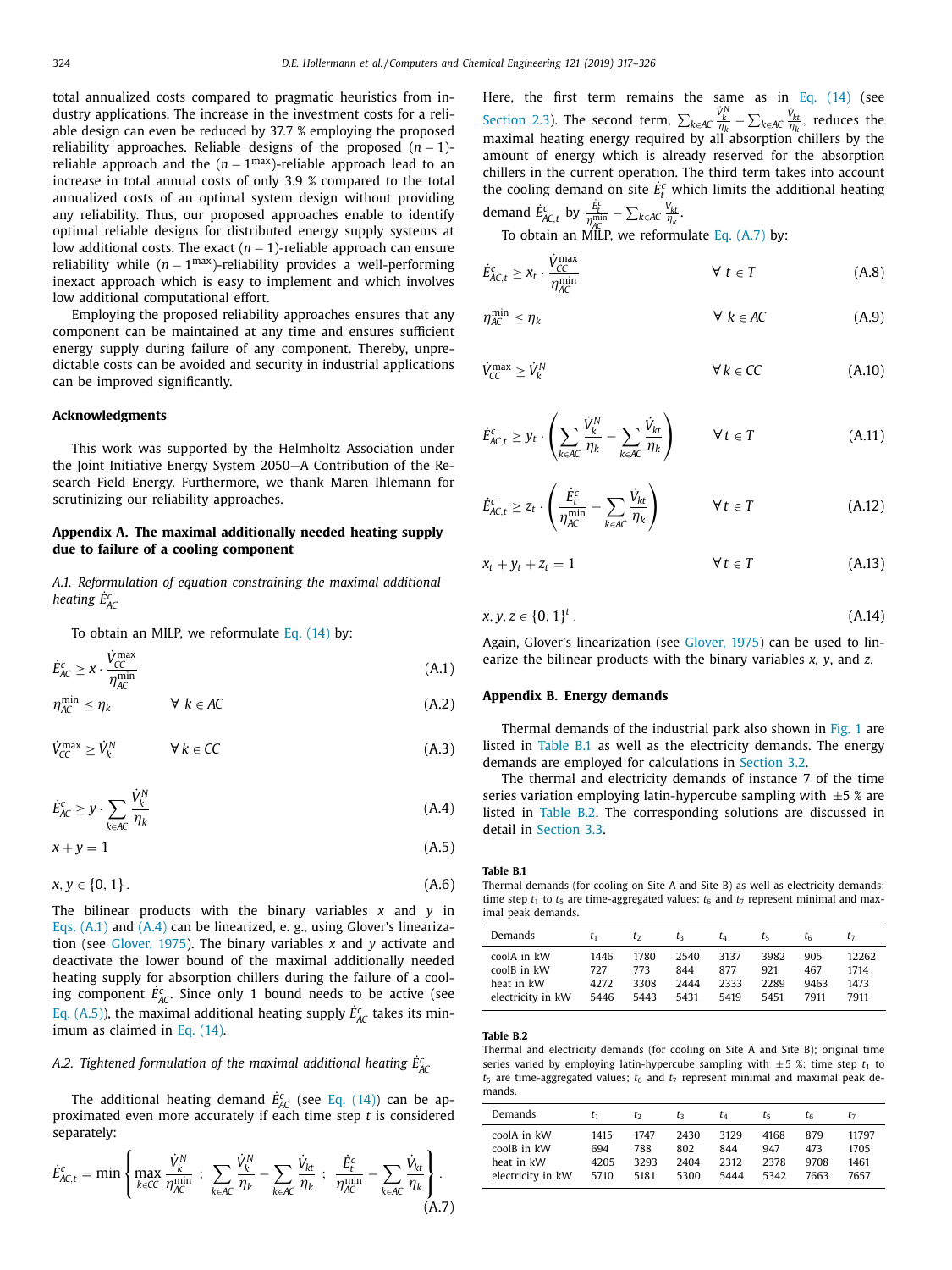total annualized costs compared to pragmatic heuristics from industry applications. The increase in the investment costs for a reliable design can even be reduced by 37.7 % employing the proposed reliability approaches. Reliable designs of the proposed $(n-1)$-reliable approach and the $(n-1^{\max})$-reliable approach lead to an increase in total annual costs of only 3.9 % compared to the total annualized costs of an optimal system design without providing any reliability. Thus, our proposed approaches enable to identify optimal reliable designs for distributed energy supply systems at low additional costs. The exact $(n-1)$-reliable approach can ensure reliability while $(n-1^{\max})$-reliability provides a well-performing inexact approach which is easy to implement and which involves low additional computational effort.

Employing the proposed reliability approaches ensures that any component can be maintained at any time and ensures sufficient energy supply during failure of any component. Thereby, unpredictable costs can be avoided and security in industrial applications can be improved significantly.

## Acknowledgments

This work was supported by the Helmholtz Association under the Joint Initiative Energy System 2050—A Contribution of the Research Field Energy. Furthermore, we thank Maren Ihlemann for scrutinizing our reliability approaches.

## Appendix A. The maximal additionally needed heating supply due to failure of a cooling component

### A.1. Reformulation of equation constraining the maximal additional heating $\dot{E}^c_{AC}$

To obtain an MILP, we reformulate Eq. (14) by:

$$\dot{E}^c_{AC} \geq x \cdot \frac{\dot{V}^{\max}_{CC}}{\eta^{\min}_{AC}} \tag{A.1}$$

$$\eta^{\min}_{AC} \leq \eta_k \qquad \forall\ k \in AC \tag{A.2}$$

$$\dot{V}^{\max}_{CC} \geq \dot{V}^N_k \qquad \forall\ k \in CC \tag{A.3}$$

$$\dot{E}^c_{AC} \geq y \cdot \sum_{k \in AC} \frac{\dot{V}^N_k}{\eta_k} \tag{A.4}$$

$$x + y = 1 \tag{A.5}$$

$$x, y \in \{0, 1\}\,. \tag{A.6}$$

The bilinear products with the binary variables $x$ and $y$ in Eqs. (A.1) and (A.4) can be linearized, e. g., using Glover's linearization (see Glover, 1975). The binary variables $x$ and $y$ activate and deactivate the lower bound of the maximal additionally needed heating supply for absorption chillers during the failure of a cooling component $\dot{E}^c_{AC}$. Since only 1 bound needs to be active (see Eq. (A.5)), the maximal additional heating supply $\dot{E}^c_{AC}$ takes its minimum as claimed in Eq. (14).

### A.2. Tightened formulation of the maximal additional heating $\dot{E}^c_{AC}$

The additional heating demand $\dot{E}^c_{AC}$ (see Eq. (14)) can be approximated even more accurately if each time step $t$ is considered separately:

$$\dot{E}^c_{AC,t} = \min\left\{ \max_{k \in CC} \frac{\dot{V}^N_k}{\eta^{\min}_{AC}}\ ;\ \sum_{k \in AC} \frac{\dot{V}^N_k}{\eta_k} - \sum_{k \in AC} \frac{\dot{V}_{kt}}{\eta_k}\ ;\ \frac{\dot{E}^c_t}{\eta^{\min}_{AC}} - \sum_{k \in AC} \frac{\dot{V}_{kt}}{\eta_k} \right\}. \tag{A.7}$$

Here, the first term remains the same as in Eq. (14) (see Section 2.3). The second term, $\sum_{k \in AC} \frac{\dot{V}^N_k}{\eta_k} - \sum_{k \in AC} \frac{\dot{V}_{kt}}{\eta_k}$, reduces the maximal heating energy required by all absorption chillers by the amount of energy which is already reserved for the absorption chillers in the current operation. The third term takes into account the cooling demand on site $\dot{E}^c_t$ which limits the additional heating demand $\dot{E}^c_{AC,t}$ by $\frac{\dot{E}^c_t}{\eta^{\min}_{AC}} - \sum_{k \in AC} \frac{\dot{V}_{kt}}{\eta_k}$.

To obtain an MILP, we reformulate Eq. (A.7) by:

$$\dot{E}^c_{AC,t} \geq x_t \cdot \frac{\dot{V}^{\max}_{CC}}{\eta^{\min}_{AC}} \qquad \forall\ t \in T \tag{A.8}$$

$$\eta^{\min}_{AC} \leq \eta_k \qquad \forall\ k \in AC \tag{A.9}$$

$$\dot{V}^{\max}_{CC} \geq \dot{V}^N_k \qquad \forall\ k \in CC \tag{A.10}$$

$$\dot{E}^c_{AC,t} \geq y_t \cdot \left( \sum_{k \in AC} \frac{\dot{V}^N_k}{\eta_k} - \sum_{k \in AC} \frac{\dot{V}_{kt}}{\eta_k} \right) \qquad \forall\ t \in T \tag{A.11}$$

$$\dot{E}^c_{AC,t} \geq z_t \cdot \left( \frac{\dot{E}^c_t}{\eta^{\min}_{AC}} - \sum_{k \in AC} \frac{\dot{V}_{kt}}{\eta_k} \right) \qquad \forall\ t \in T \tag{A.12}$$

$$x_t + y_t + z_t = 1 \qquad \forall\ t \in T \tag{A.13}$$

$$x, y, z \in \{0, 1\}^t\,. \tag{A.14}$$

Again, Glover's linearization (see Glover, 1975) can be used to linearize the bilinear products with the binary variables $x$, $y$, and $z$.

## Appendix B. Energy demands

Thermal demands of the industrial park also shown in Fig. 1 are listed in Table B.1 as well as the electricity demands. The energy demands are employed for calculations in Section 3.2.

The thermal and electricity demands of instance 7 of the time series variation employing latin-hypercube sampling with ±5 % are listed in Table B.2. The corresponding solutions are discussed in detail in Section 3.3.

**Table B.1**
Thermal demands (for cooling on Site A and Site B) as well as electricity demands; time step $t_1$ to $t_5$ are time-aggregated values; $t_6$ and $t_7$ represent minimal and maximal peak demands.

| Demands | $t_1$ | $t_2$ | $t_3$ | $t_4$ | $t_5$ | $t_6$ | $t_7$ |
|---|---|---|---|---|---|---|---|
| coolA in kW | 1446 | 1780 | 2540 | 3137 | 3982 | 905 | 12262 |
| coolB in kW | 727 | 773 | 844 | 877 | 921 | 467 | 1714 |
| heat in kW | 4272 | 3308 | 2444 | 2333 | 2289 | 9463 | 1473 |
| electricity in kW | 5446 | 5443 | 5431 | 5419 | 5451 | 7911 | 7911 |

**Table B.2**
Thermal and electricity demands (for cooling on Site A and Site B); original time series varied by employing latin-hypercube sampling with ±5 %; time step $t_1$ to $t_5$ are time-aggregated values; $t_6$ and $t_7$ represent minimal and maximal peak demands.

| Demands | $t_1$ | $t_2$ | $t_3$ | $t_4$ | $t_5$ | $t_6$ | $t_7$ |
|---|---|---|---|---|---|---|---|
| coolA in kW | 1415 | 1747 | 2430 | 3129 | 4168 | 879 | 11797 |
| coolB in kW | 694 | 788 | 802 | 844 | 947 | 473 | 1705 |
| heat in kW | 4205 | 3293 | 2404 | 2312 | 2378 | 9708 | 1461 |
| electricity in kW | 5710 | 5181 | 5300 | 5444 | 5342 | 7663 | 7657 |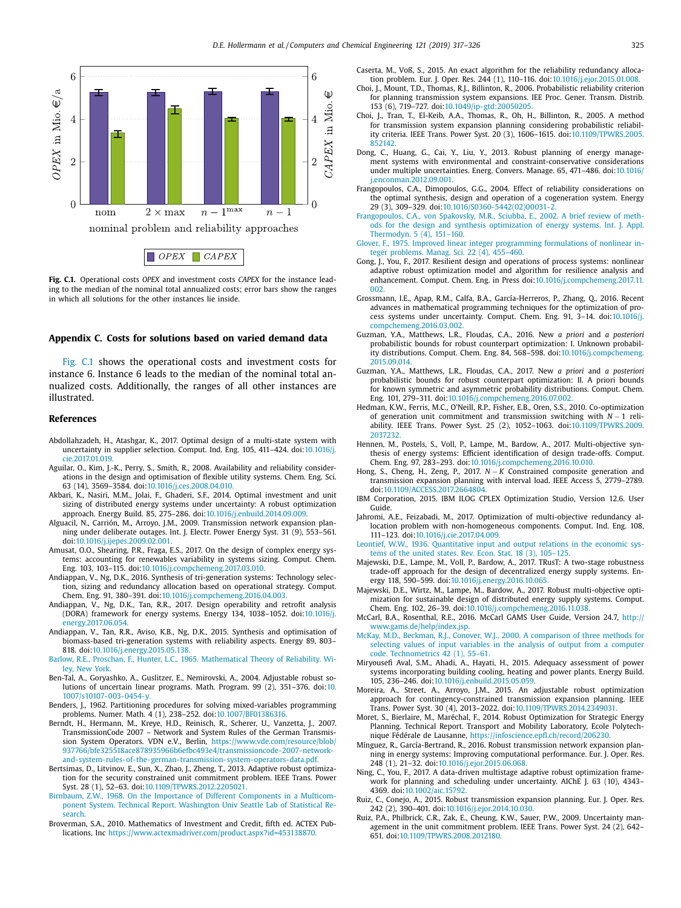Fig. C.1. Operational costs *OPEX* and investment costs *CAPEX* for the instance leading to the median of the nominal total annualized costs; error bars show the ranges in which all solutions for the other instances lie inside.

## Appendix C. Costs for solutions based on varied demand data

Fig. C.1 shows the operational costs and investment costs for instance 6. Instance 6 leads to the median of the nominal total annualized costs. Additionally, the ranges of all other instances are illustrated.

## References

Abdollahzadeh, H., Atashgar, K., 2017. Optimal design of a multi-state system with uncertainty in supplier selection. Comput. Ind. Eng. 105, 411–424. doi:10.1016/j.cie.2017.01.019.

Aguilar, O., Kim, J.-K., Perry, S., Smith, R., 2008. Availability and reliability considerations in the design and optimisation of flexible utility systems. Chem. Eng. Sci. 63 (14), 3569–3584. doi:10.1016/j.ces.2008.04.010.

Akbari, K., Nasiri, M.M., Jolai, F., Ghaderi, S.F., 2014. Optimal investment and unit sizing of distributed energy systems under uncertainty: A robust optimization approach. Energy Build. 85, 275–286. doi:10.1016/j.enbuild.2014.09.009.

Alguacil, N., Carrión, M., Arroyo, J.M., 2009. Transmission network expansion planning under deliberate outages. Int. J. Electr. Power Energy Syst. 31 (9), 553–561. doi:10.1016/j.ijepes.2009.02.001.

Amusat, O.O., Shearing, P.R., Fraga, E.S., 2017. On the design of complex energy systems: accounting for renewables variability in systems sizing. Comput. Chem. Eng. 103, 103–115. doi:10.1016/j.compchemeng.2017.03.010.

Andiappan, V., Ng, D.K., 2016. Synthesis of tri-generation systems: Technology selection, sizing and redundancy allocation based on operational strategy. Comput. Chem. Eng. 91, 380–391. doi:10.1016/j.compchemeng.2016.04.003.

Andiappan, V., Ng, D.K., Tan, R.R., 2017. Design operability and retrofit analysis (DORA) framework for energy systems. Energy 134, 1038–1052. doi:10.1016/j.energy.2017.06.054.

Andiappan, V., Tan, R.R., Aviso, K.B., Ng, D.K., 2015. Synthesis and optimisation of biomass-based tri-generation systems with reliability aspects. Energy 89, 803–818. doi:10.1016/j.energy.2015.05.138.

Barlow, R.E., Proschan, F., Hunter, L.C., 1965. Mathematical Theory of Reliability. Wiley, New York.

Ben-Tal, A., Goryashko, A., Guslitzer, E., Nemirovski, A., 2004. Adjustable robust solutions of uncertain linear programs. Math. Program. 99 (2), 351–376. doi:10.1007/s10107-003-0454-y.

Benders, J., 1962. Partitioning procedures for solving mixed-variables programming problems. Numer. Math. 4 (1), 238–252. doi:10.1007/BF01386316.

Berndt, H., Hermann, M., Kreye, H.D., Reinisch, R., Scherer, U., Vanzetta, J., 2007. TransmissionCode 2007 – Network and System Rules of the German Transmission System Operators. VDN e.V., Berlin, https://www.vde.com/resource/blob/937766/bfe325518ace878935966b6efbc493e4/transmissioncode-2007-network-and-system-rules-of-the-german-transmission-system-operators-data.pdf.

Bertsimas, D., Litvinov, E., Sun, X., Zhao, J., Zheng, T., 2013. Adaptive robust optimization for the security constrained unit commitment problem. IEEE Trans. Power Syst. 28 (1), 52–63. doi:10.1109/TPWRS.2012.2205021.

Birnbaum, Z.W., 1968. On the Importance of Different Components in a Multicomponent System. Technical Report. Washington Univ Seattle Lab of Statistical Research.

Broverman, S.A., 2010. Mathematics of Investment and Credit, fifth ed. ACTEX Publications, Inc https://www.actexmadriver.com/product.aspx?id=453138870.

Caserta, M., Voß, S., 2015. An exact algorithm for the reliability redundancy allocation problem. Eur. J. Oper. Res. 244 (1), 110–116. doi:10.1016/j.ejor.2015.01.008.

Choi, J., Mount, T.D., Thomas, R.J., Billinton, R., 2006. Probabilistic reliability criterion for planning transmission system expansions. IEE Proc. Gener. Transm. Distrib. 153 (6), 719–727. doi:10.1049/ip-gtd:20050205.

Choi, J., Tran, T., El-Keib, A.A., Thomas, R., Oh, H., Billinton, R., 2005. A method for transmission system expansion planning considering probabilistic reliability criteria. IEEE Trans. Power Syst. 20 (3), 1606–1615. doi:10.1109/TPWRS.2005.852142.

Dong, C., Huang, G., Cai, Y., Liu, Y., 2013. Robust planning of energy management systems with environmental and constraint-conservative considerations under multiple uncertainties. Energ. Convers. Manage. 65, 471–486. doi:10.1016/j.enconman.2012.09.001.

Frangopoulos, C.A., Dimopoulos, G.G., 2004. Effect of reliability considerations on the optimal synthesis, design and operation of a cogeneration system. Energy 29 (3), 309–329. doi:10.1016/S0360-5442(02)00031-2.

Frangopoulos, C.A., von Spakovsky, M.R., Sciubba, E., 2002. A brief review of methods for the design and synthesis optimization of energy systems. Int. J. Appl. Thermodyn. 5 (4), 151–160.

Glover, F., 1975. Improved linear integer programming formulations of nonlinear integer problems. Manag. Sci. 22 (4), 455–460.

Gong, J., You, F., 2017. Resilient design and operations of process systems: nonlinear adaptive robust optimization model and algorithm for resilience analysis and enhancement. Comput. Chem. Eng. in Press doi:10.1016/j.compchemeng.2017.11.002.

Grossmann, I.E., Apap, R.M., Calfa, B.A., García-Herreros, P., Zhang, Q., 2016. Recent advances in mathematical programming techniques for the optimization of process systems under uncertainty. Comput. Chem. Eng. 91, 3–14. doi:10.1016/j.compchemeng.2016.03.002.

Guzman, Y.A., Matthews, L.R., Floudas, C.A., 2016. New *a priori* and *a posteriori* probabilistic bounds for robust counterpart optimization: I. Unknown probability distributions. Comput. Chem. Eng. 84, 568–598. doi:10.1016/j.compchemeng.2015.09.014.

Guzman, Y.A., Matthews, L.R., Floudas, C.A., 2017. New *a priori* and *a posteriori* probabilistic bounds for robust counterpart optimization: II. A priori bounds for known symmetric and asymmetric probability distributions. Comput. Chem. Eng. 101, 279–311. doi:10.1016/j.compchemeng.2016.07.002.

Hedman, K.W., Ferris, M.C., O'Neill, R.P., Fisher, E.B., Oren, S.S., 2010. Co-optimization of generation unit commitment and transmission switching with $N-1$ reliability. IEEE Trans. Power Syst. 25 (2), 1052–1063. doi:10.1109/TPWRS.2009.2037232.

Hennen, M., Postels, S., Voll, P., Lampe, M., Bardow, A., 2017. Multi-objective synthesis of energy systems: Efficient identification of design trade-offs. Comput. Chem. Eng. 97, 283–293. doi:10.1016/j.compchemeng.2016.10.010.

Hong, S., Cheng, H., Zeng, P., 2017. $N-K$ Constrained composite generation and transmission expansion planning with interval load. IEEE Access 5, 2779–2789. doi:10.1109/ACCESS.2017.2664804.

IBM Corporation, 2015. IBM ILOG CPLEX Optimization Studio, Version 12.6. User Guide.

Jahromi, A.E., Feizabadi, M., 2017. Optimization of multi-objective redundancy allocation problem with non-homogeneous components. Comput. Ind. Eng. 108, 111–123. doi:10.1016/j.cie.2017.04.009.

Leontief, W.W., 1936. Quantitative input and output relations in the economic systems of the united states. Rev. Econ. Stat. 18 (3), 105–125.

Majewski, D.E., Lampe, M., Voll, P., Bardow, A., 2017. TRusT: A two-stage robustness trade-off approach for the design of decentralized energy supply systems. Energy 118, 590–599. doi:10.1016/j.energy.2016.10.065.

Majewski, D.E., Wirtz, M., Lampe, M., Bardow, A., 2017. Robust multi-objective optimization for sustainable design of distributed energy supply systems. Comput. Chem. Eng. 102, 26–39. doi:10.1016/j.compchemeng.2016.11.038.

McCarl, B.A., Rosenthal, R.E., 2016. McCarl GAMS User Guide, Version 24.7, http://www.gams.de/help/index.jsp.

McKay, M.D., Beckman, R.J., Conover, W.J., 2000. A comparison of three methods for selecting values of input variables in the analysis of output from a computer code. Technometrics 42 (1), 55–61.

Miryousefi Aval, S.M., Ahadi, A., Hayati, H., 2015. Adequacy assessment of power systems incorporating building cooling, heating and power plants. Energy Build. 105, 236–246. doi:10.1016/j.enbuild.2015.05.059.

Moreira, A., Street, A., Arroyo, J.M., 2015. An adjustable robust optimization approach for contingency-constrained transmission expansion planning. IEEE Trans. Power Syst. 30 (4), 2013–2022. doi:10.1109/TPWRS.2014.2349031.

Moret, S., Bierlaire, M., Maréchal, F., 2014. Robust Optimization for Strategic Energy Planning. Technical Report. Transport and Mobility Laboratory, Ecole Polytechnique Fédérale de Lausanne, https://infoscience.epfl.ch/record/206230.

Mínguez, R., García-Bertrand, R., 2016. Robust transmission network expansion planning in energy systems: Improving computational performance. Eur. J. Oper. Res. 248 (1), 21–32. doi:10.1016/j.ejor.2015.06.068.

Ning, C., You, F., 2017. A data-driven multistage adaptive robust optimization framework for planning and scheduling under uncertainty. AIChE J. 63 (10), 4343–4369. doi:10.1002/aic.15792.

Ruiz, C., Conejo, A., 2015. Robust transmission expansion planning. Eur. J. Oper. Res. 242 (2), 390–401. doi:10.1016/j.ejor.2014.10.030.

Ruiz, P.A., Philbrick, C.R., Zak, E., Cheung, K.W., Sauer, P.W., 2009. Uncertainty management in the unit commitment problem. IEEE Trans. Power Syst. 24 (2), 642–651. doi:10.1109/TPWRS.2008.2012180.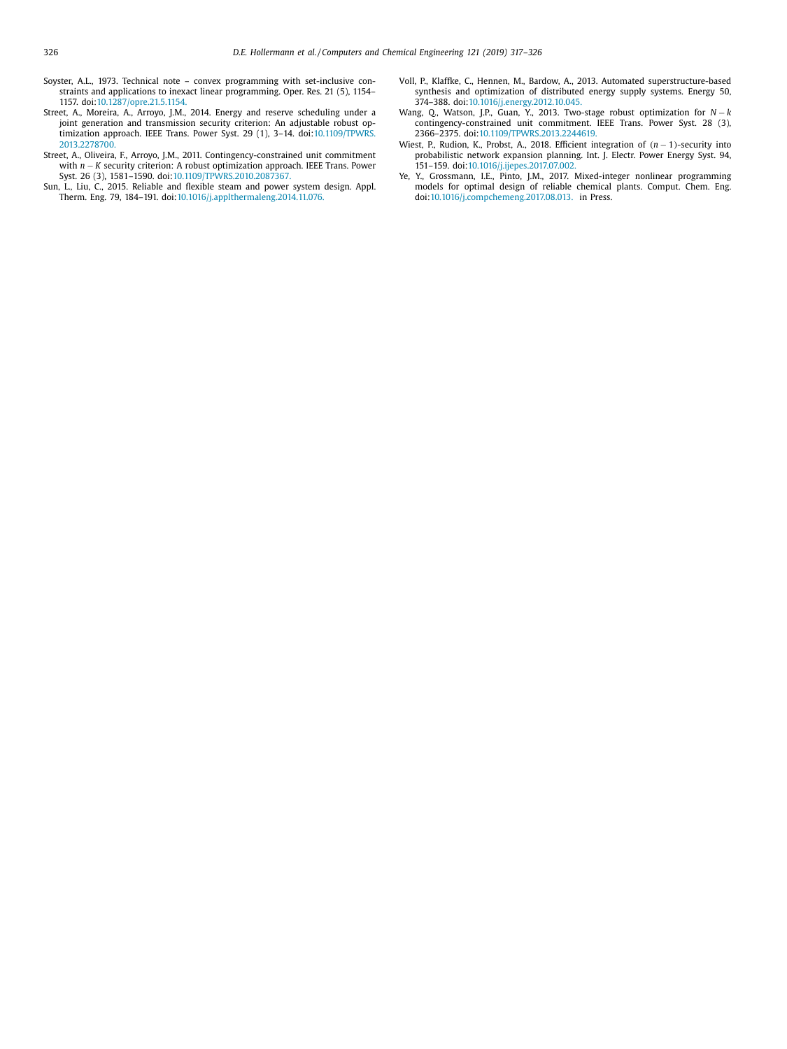Soyster, A.L., 1973. Technical note – convex programming with set-inclusive constraints and applications to inexact linear programming. Oper. Res. 21 (5), 1154–1157. doi:10.1287/opre.21.5.1154.

Street, A., Moreira, A., Arroyo, J.M., 2014. Energy and reserve scheduling under a joint generation and transmission security criterion: An adjustable robust optimization approach. IEEE Trans. Power Syst. 29 (1), 3–14. doi:10.1109/TPWRS.2013.2278700.

Street, A., Oliveira, F., Arroyo, J.M., 2011. Contingency-constrained unit commitment with $n - K$ security criterion: A robust optimization approach. IEEE Trans. Power Syst. 26 (3), 1581–1590. doi:10.1109/TPWRS.2010.2087367.

Sun, L., Liu, C., 2015. Reliable and flexible steam and power system design. Appl. Therm. Eng. 79, 184–191. doi:10.1016/j.applthermaleng.2014.11.076.

Voll, P., Klaffke, C., Hennen, M., Bardow, A., 2013. Automated superstructure-based synthesis and optimization of distributed energy supply systems. Energy 50, 374–388. doi:10.1016/j.energy.2012.10.045.

Wang, Q., Watson, J.P., Guan, Y., 2013. Two-stage robust optimization for $N - k$ contingency-constrained unit commitment. IEEE Trans. Power Syst. 28 (3), 2366–2375. doi:10.1109/TPWRS.2013.2244619.

Wiest, P., Rudion, K., Probst, A., 2018. Efficient integration of $(n - 1)$-security into probabilistic network expansion planning. Int. J. Electr. Power Energy Syst. 94, 151–159. doi:10.1016/j.ijepes.2017.07.002.

Ye, Y., Grossmann, I.E., Pinto, J.M., 2017. Mixed-integer nonlinear programming models for optimal design of reliable chemical plants. Comput. Chem. Eng. doi:10.1016/j.compchemeng.2017.08.013. in Press.